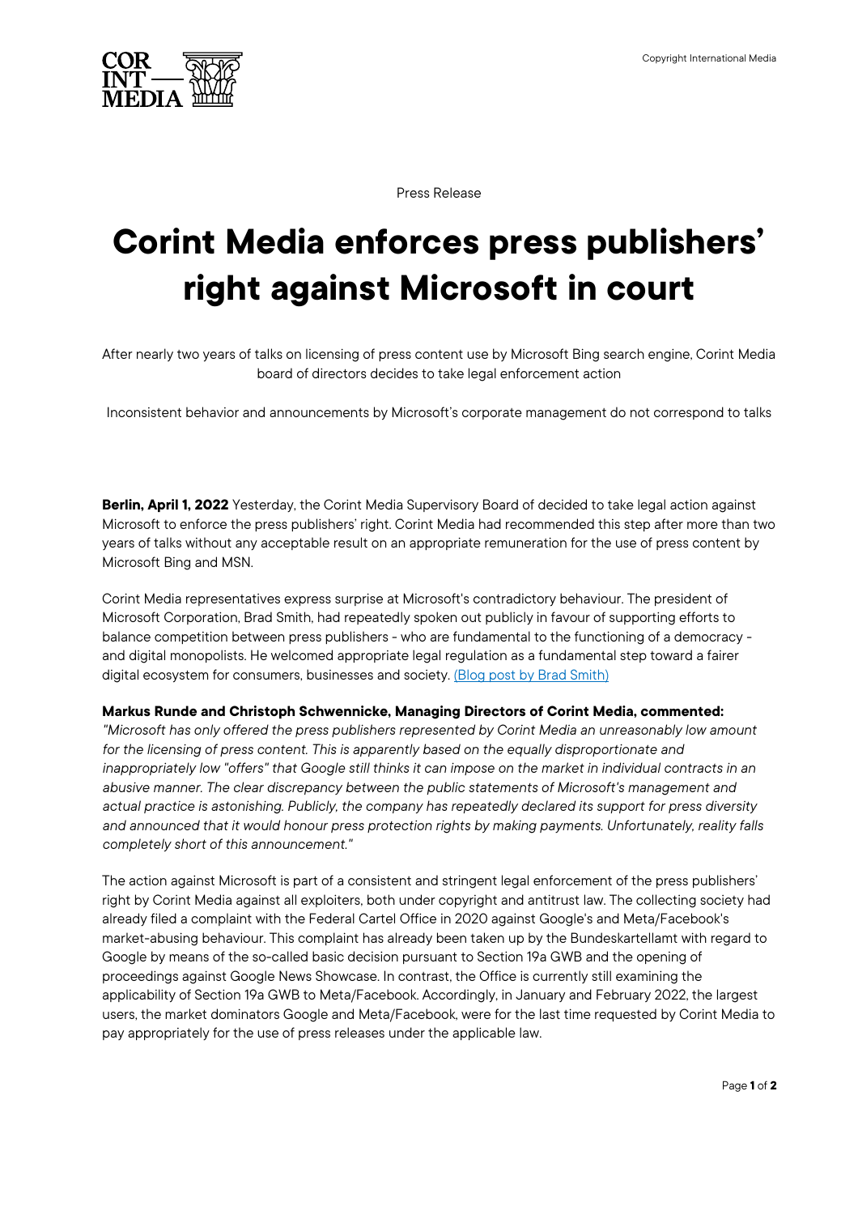Press Release

# Corint Media enforces press publishers' right against Microsoft in court

After nearly two years of talks on licensing of press content use by Microsoft Bing search engine, Corint Media board of directors decides to take legal enforcement action

Inconsistent behavior and announcements by Microsoft's corporate management do not correspond to talks

**Berlin, April 1, 2022** Yesterday, the Corint Media Supervisory Board of decided to take legal action against Microsoft to enforce the press publishers' right. Corint Media had recommended this step after more than two years of talks without any acceptable result on an appropriate remuneration for the use of press content by Microsoft Bing and MSN.

Corint Media representatives express surprise at Microsoft's contradictory behaviour. The president of Microsoft Corporation, Brad Smith, had repeatedly spoken out publicly in favour of supporting efforts to balance competition between press publishers - who are fundamental to the functioning of a democracy - and digital monopolists. He welcomed appropriate legal regulation as a fundamental step toward a fairer digital ecosystem for consumers, businesses and society. (Blog post by Brad Smith)

**Markus Runde and Christoph Schwennicke, Managing Directors of Corint Media, commented:**

*"Microsoft has only offered the press publishers represented by Corint Media an unreasonably low amount for the licensing of press content. This is apparently based on the equally disproportionate and inappropriately low "offers" that Google still thinks it can impose on the market in individual contracts in an abusive manner. The clear discrepancy between the public statements of Microsoft's management and actual practice is astonishing. Publicly, the company has repeatedly declared its support for press diversity and announced that it would honour press protection rights by making payments. Unfortunately, reality falls completely short of this announcement."*

The action against Microsoft is part of a consistent and stringent legal enforcement of the press publishers' right by Corint Media against all exploiters, both under copyright and antitrust law. The collecting society had already filed a complaint with the Federal Cartel Office in 2020 against Google's and Meta/Facebook's market-abusing behaviour. This complaint has already been taken up by the Bundeskartellamt with regard to Google by means of the so-called basic decision pursuant to Section 19a GWB and the opening of proceedings against Google News Showcase. In contrast, the Office is currently still examining the applicability of Section 19a GWB to Meta/Facebook. Accordingly, in January and February 2022, the largest users, the market dominators Google and Meta/Facebook, were for the last time requested by Corint Media to pay appropriately for the use of press releases under the applicable law.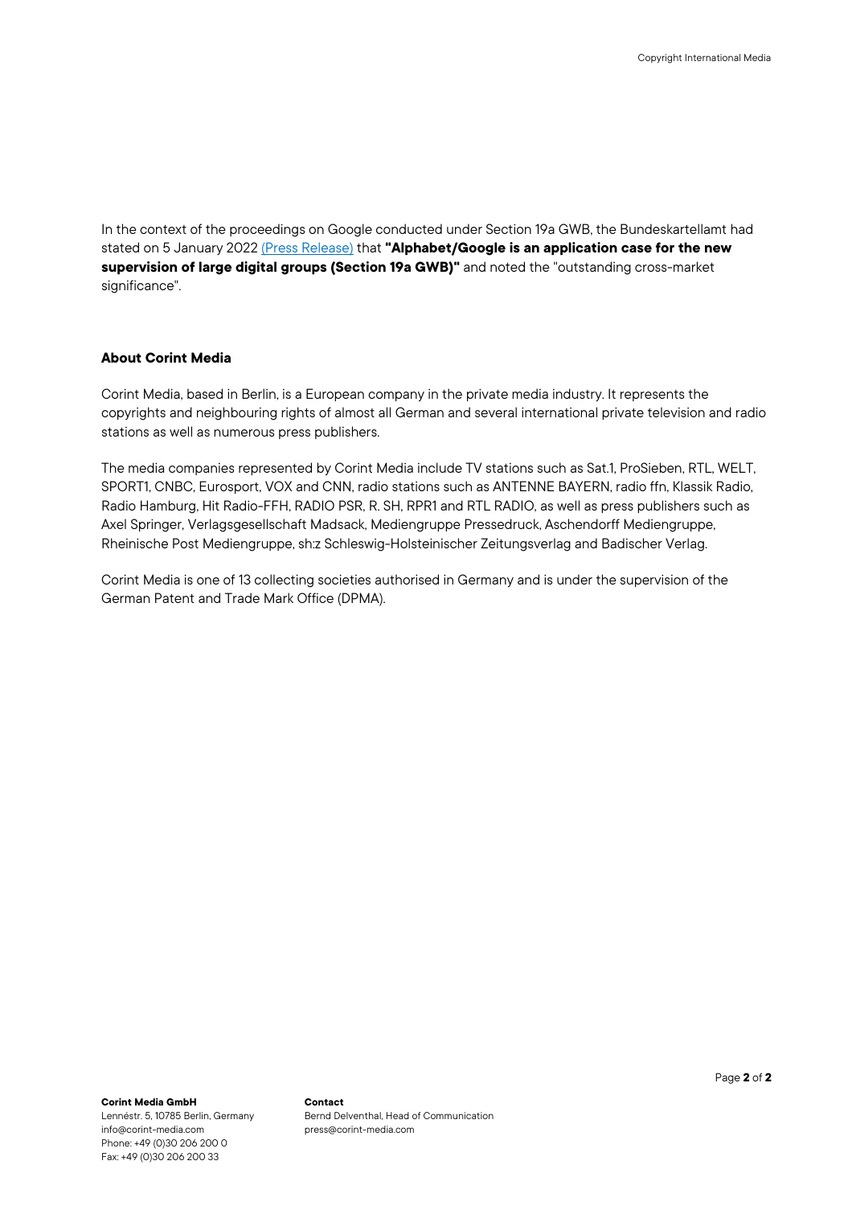In the context of the proceedings on Google conducted under Section 19a GWB, the Bundeskartellamt had stated on 5 January 2022 [(Press Release)]() that **"Alphabet/Google is an application case for the new supervision of large digital groups (Section 19a GWB)"** and noted the "outstanding cross-market significance".

**About Corint Media**

Corint Media, based in Berlin, is a European company in the private media industry. It represents the copyrights and neighbouring rights of almost all German and several international private television and radio stations as well as numerous press publishers.

The media companies represented by Corint Media include TV stations such as Sat.1, ProSieben, RTL, WELT, SPORT1, CNBC, Eurosport, VOX and CNN, radio stations such as ANTENNE BAYERN, radio ffn, Klassik Radio, Radio Hamburg, Hit Radio-FFH, RADIO PSR, R. SH, RPR1 and RTL RADIO, as well as press publishers such as Axel Springer, Verlagsgesellschaft Madsack, Mediengruppe Pressedruck, Aschendorff Mediengruppe, Rheinische Post Mediengruppe, sh:z Schleswig-Holsteinischer Zeitungsverlag and Badischer Verlag.

Corint Media is one of 13 collecting societies authorised in Germany and is under the supervision of the German Patent and Trade Mark Office (DPMA).

**Corint Media GmbH**
Lennéstr. 5, 10785 Berlin, Germany
info@corint-media.com
Phone: +49 (0)30 206 200 0
Fax: +49 (0)30 206 200 33

**Contact**
Bernd Delventhal, Head of Communication
press@corint-media.com